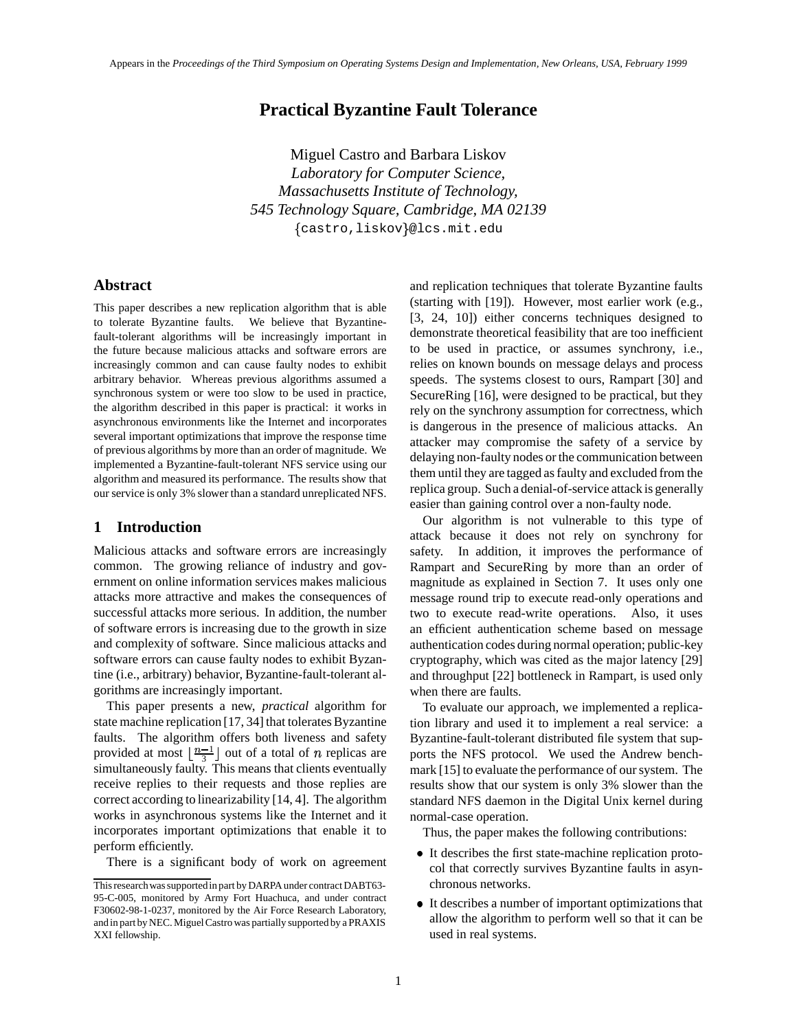Appears in the *Proceedings of the Third Symposium on Operating Systems Design and Implementation, New Orleans, USA, February 1999*

# Practical Byzantine Fault Tolerance

Miguel Castro and Barbara Liskov
*Laboratory for Computer Science,*
*Massachusetts Institute of Technology,*
*545 Technology Square, Cambridge, MA 02139*
{castro,liskov}@lcs.mit.edu

## Abstract

This paper describes a new replication algorithm that is able to tolerate Byzantine faults. We believe that Byzantine-fault-tolerant algorithms will be increasingly important in the future because malicious attacks and software errors are increasingly common and can cause faulty nodes to exhibit arbitrary behavior. Whereas previous algorithms assumed a synchronous system or were too slow to be used in practice, the algorithm described in this paper is practical: it works in asynchronous environments like the Internet and incorporates several important optimizations that improve the response time of previous algorithms by more than an order of magnitude. We implemented a Byzantine-fault-tolerant NFS service using our algorithm and measured its performance. The results show that our service is only 3% slower than a standard unreplicated NFS.

## 1 Introduction

Malicious attacks and software errors are increasingly common. The growing reliance of industry and government on online information services makes malicious attacks more attractive and makes the consequences of successful attacks more serious. In addition, the number of software errors is increasing due to the growth in size and complexity of software. Since malicious attacks and software errors can cause faulty nodes to exhibit Byzantine (i.e., arbitrary) behavior, Byzantine-fault-tolerant algorithms are increasingly important.

This paper presents a new, *practical* algorithm for state machine replication [17, 34] that tolerates Byzantine faults. The algorithm offers both liveness and safety provided at most $\lfloor \frac{n-1}{3} \rfloor$ out of a total of $n$ replicas are simultaneously faulty. This means that clients eventually receive replies to their requests and those replies are correct according to linearizability [14, 4]. The algorithm works in asynchronous systems like the Internet and it incorporates important optimizations that enable it to perform efficiently.

There is a significant body of work on agreement and replication techniques that tolerate Byzantine faults (starting with [19]). However, most earlier work (e.g., [3, 24, 10]) either concerns techniques designed to demonstrate theoretical feasibility that are too inefficient to be used in practice, or assumes synchrony, i.e., relies on known bounds on message delays and process speeds. The systems closest to ours, Rampart [30] and SecureRing [16], were designed to be practical, but they rely on the synchrony assumption for correctness, which is dangerous in the presence of malicious attacks. An attacker may compromise the safety of a service by delaying non-faulty nodes or the communication between them until they are tagged as faulty and excluded from the replica group. Such a denial-of-service attack is generally easier than gaining control over a non-faulty node.

Our algorithm is not vulnerable to this type of attack because it does not rely on synchrony for safety. In addition, it improves the performance of Rampart and SecureRing by more than an order of magnitude as explained in Section 7. It uses only one message round trip to execute read-only operations and two to execute read-write operations. Also, it uses an efficient authentication scheme based on message authentication codes during normal operation; public-key cryptography, which was cited as the major latency [29] and throughput [22] bottleneck in Rampart, is used only when there are faults.

To evaluate our approach, we implemented a replication library and used it to implement a real service: a Byzantine-fault-tolerant distributed file system that supports the NFS protocol. We used the Andrew benchmark [15] to evaluate the performance of our system. The results show that our system is only 3% slower than the standard NFS daemon in the Digital Unix kernel during normal-case operation.

Thus, the paper makes the following contributions:

- It describes the first state-machine replication protocol that correctly survives Byzantine faults in asynchronous networks.
- It describes a number of important optimizations that allow the algorithm to perform well so that it can be used in real systems.

This research was supported in part by DARPA under contract DABT63-95-C-005, monitored by Army Fort Huachuca, and under contract F30602-98-1-0237, monitored by the Air Force Research Laboratory, and in part by NEC. Miguel Castro was partially supported by a PRAXIS XXI fellowship.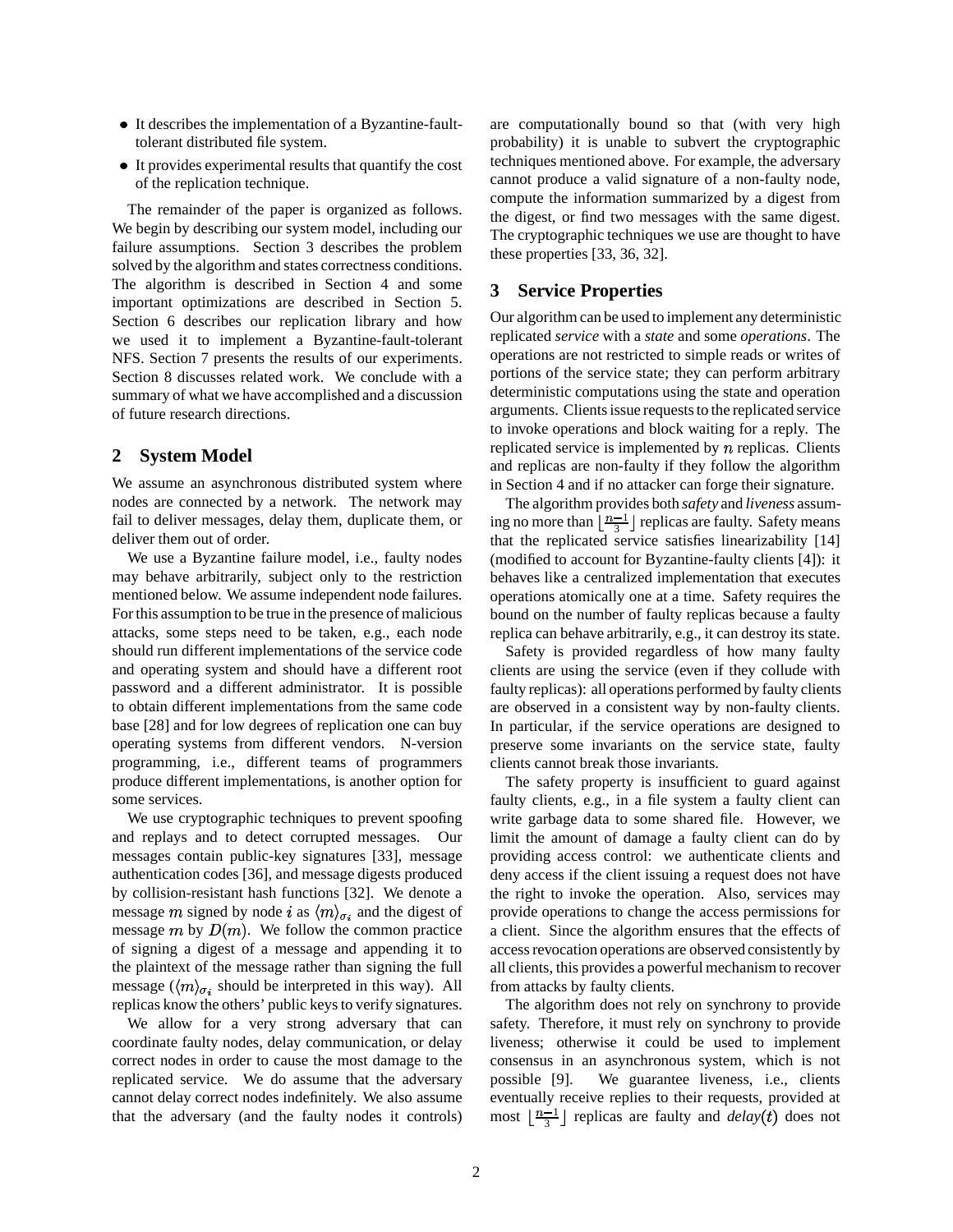- It describes the implementation of a Byzantine-fault-tolerant distributed file system.
- It provides experimental results that quantify the cost of the replication technique.

The remainder of the paper is organized as follows. We begin by describing our system model, including our failure assumptions. Section 3 describes the problem solved by the algorithm and states correctness conditions. The algorithm is described in Section 4 and some important optimizations are described in Section 5. Section 6 describes our replication library and how we used it to implement a Byzantine-fault-tolerant NFS. Section 7 presents the results of our experiments. Section 8 discusses related work. We conclude with a summary of what we have accomplished and a discussion of future research directions.

## 2 System Model

We assume an asynchronous distributed system where nodes are connected by a network. The network may fail to deliver messages, delay them, duplicate them, or deliver them out of order.

We use a Byzantine failure model, i.e., faulty nodes may behave arbitrarily, subject only to the restriction mentioned below. We assume independent node failures. For this assumption to be true in the presence of malicious attacks, some steps need to be taken, e.g., each node should run different implementations of the service code and operating system and should have a different root password and a different administrator. It is possible to obtain different implementations from the same code base [28] and for low degrees of replication one can buy operating systems from different vendors. N-version programming, i.e., different teams of programmers produce different implementations, is another option for some services.

We use cryptographic techniques to prevent spoofing and replays and to detect corrupted messages. Our messages contain public-key signatures [33], message authentication codes [36], and message digests produced by collision-resistant hash functions [32]. We denote a message $m$ signed by node $i$ as $\langle m \rangle_{\sigma_i}$ and the digest of message $m$ by $D(m)$. We follow the common practice of signing a digest of a message and appending it to the plaintext of the message rather than signing the full message ($\langle m \rangle_{\sigma_i}$ should be interpreted in this way). All replicas know the others' public keys to verify signatures.

We allow for a very strong adversary that can coordinate faulty nodes, delay communication, or delay correct nodes in order to cause the most damage to the replicated service. We do assume that the adversary cannot delay correct nodes indefinitely. We also assume that the adversary (and the faulty nodes it controls) are computationally bound so that (with very high probability) it is unable to subvert the cryptographic techniques mentioned above. For example, the adversary cannot produce a valid signature of a non-faulty node, compute the information summarized by a digest from the digest, or find two messages with the same digest. The cryptographic techniques we use are thought to have these properties [33, 36, 32].

## 3 Service Properties

Our algorithm can be used to implement any deterministic replicated *service* with a *state* and some *operations*. The operations are not restricted to simple reads or writes of portions of the service state; they can perform arbitrary deterministic computations using the state and operation arguments. Clients issue requests to the replicated service to invoke operations and block waiting for a reply. The replicated service is implemented by $n$ replicas. Clients and replicas are non-faulty if they follow the algorithm in Section 4 and if no attacker can forge their signature.

The algorithm provides both *safety* and *liveness* assuming no more than $\lfloor \frac{n-1}{3} \rfloor$ replicas are faulty. Safety means that the replicated service satisfies linearizability [14] (modified to account for Byzantine-faulty clients [4]): it behaves like a centralized implementation that executes operations atomically one at a time. Safety requires the bound on the number of faulty replicas because a faulty replica can behave arbitrarily, e.g., it can destroy its state.

Safety is provided regardless of how many faulty clients are using the service (even if they collude with faulty replicas): all operations performed by faulty clients are observed in a consistent way by non-faulty clients. In particular, if the service operations are designed to preserve some invariants on the service state, faulty clients cannot break those invariants.

The safety property is insufficient to guard against faulty clients, e.g., in a file system a faulty client can write garbage data to some shared file. However, we limit the amount of damage a faulty client can do by providing access control: we authenticate clients and deny access if the client issuing a request does not have the right to invoke the operation. Also, services may provide operations to change the access permissions for a client. Since the algorithm ensures that the effects of access revocation operations are observed consistently by all clients, this provides a powerful mechanism to recover from attacks by faulty clients.

The algorithm does not rely on synchrony to provide safety. Therefore, it must rely on synchrony to provide liveness; otherwise it could be used to implement consensus in an asynchronous system, which is not possible [9]. We guarantee liveness, i.e., clients eventually receive replies to their requests, provided at most $\lfloor \frac{n-1}{3} \rfloor$ replicas are faulty and *delay*$(t)$ does not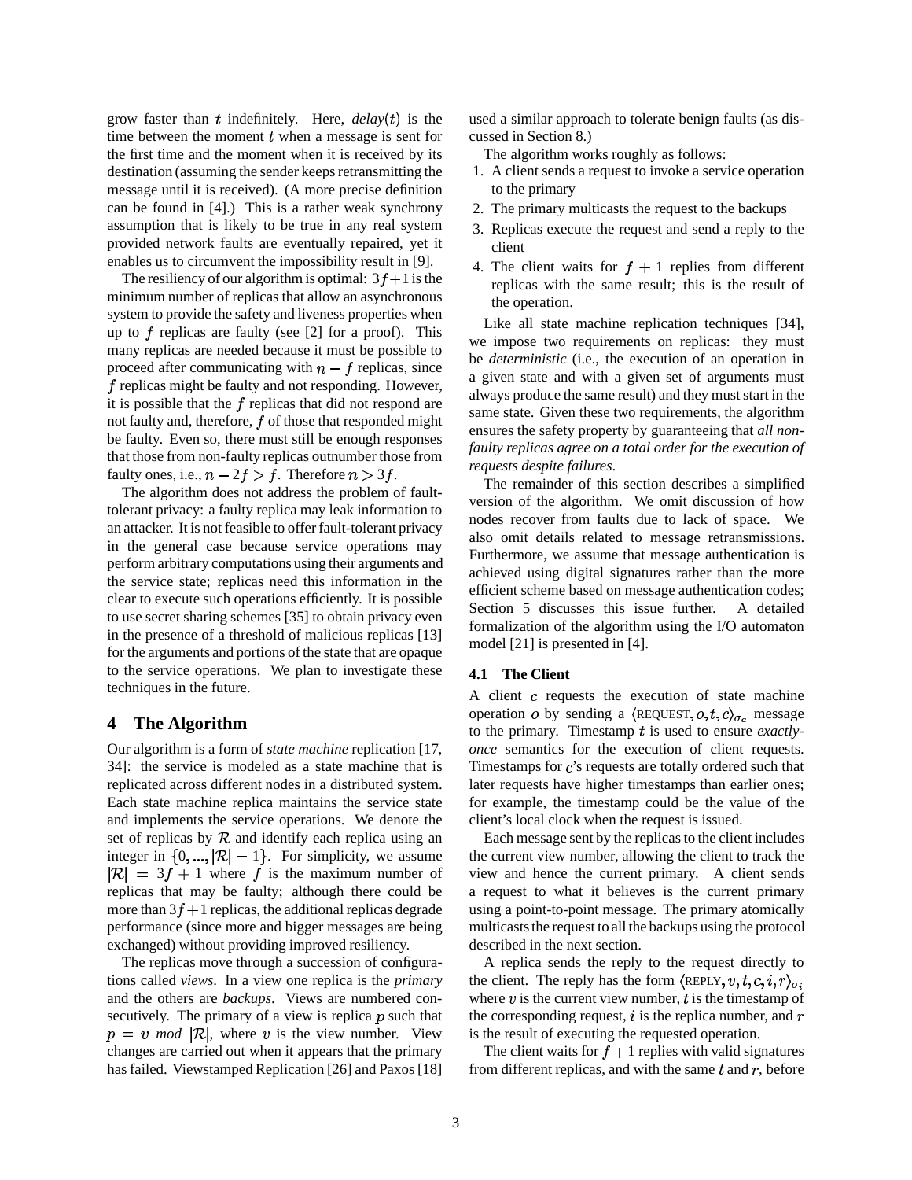grow faster than $t$ indefinitely. Here, $delay(t)$ is the time between the moment $t$ when a message is sent for the first time and the moment when it is received by its destination (assuming the sender keeps retransmitting the message until it is received). (A more precise definition can be found in [4].) This is a rather weak synchrony assumption that is likely to be true in any real system provided network faults are eventually repaired, yet it enables us to circumvent the impossibility result in [9].

The resiliency of our algorithm is optimal: $3f+1$ is the minimum number of replicas that allow an asynchronous system to provide the safety and liveness properties when up to $f$ replicas are faulty (see [2] for a proof). This many replicas are needed because it must be possible to proceed after communicating with $n-f$ replicas, since $f$ replicas might be faulty and not responding. However, it is possible that the $f$ replicas that did not respond are not faulty and, therefore, $f$ of those that responded might be faulty. Even so, there must still be enough responses that those from non-faulty replicas outnumber those from faulty ones, i.e., $n-2f > f$. Therefore $n > 3f$.

The algorithm does not address the problem of fault-tolerant privacy: a faulty replica may leak information to an attacker. It is not feasible to offer fault-tolerant privacy in the general case because service operations may perform arbitrary computations using their arguments and the service state; replicas need this information in the clear to execute such operations efficiently. It is possible to use secret sharing schemes [35] to obtain privacy even in the presence of a threshold of malicious replicas [13] for the arguments and portions of the state that are opaque to the service operations. We plan to investigate these techniques in the future.

## 4 The Algorithm

Our algorithm is a form of *state machine* replication [17, 34]: the service is modeled as a state machine that is replicated across different nodes in a distributed system. Each state machine replica maintains the service state and implements the service operations. We denote the set of replicas by $\mathcal{R}$ and identify each replica using an integer in $\{0, ..., |\mathcal{R}|-1\}$. For simplicity, we assume $|\mathcal{R}| = 3f+1$ where $f$ is the maximum number of replicas that may be faulty; although there could be more than $3f+1$ replicas, the additional replicas degrade performance (since more and bigger messages are being exchanged) without providing improved resiliency.

The replicas move through a succession of configurations called *views*. In a view one replica is the *primary* and the others are *backups*. Views are numbered consecutively. The primary of a view is replica $p$ such that $p = v \text{ mod } |\mathcal{R}|$, where $v$ is the view number. View changes are carried out when it appears that the primary has failed. Viewstamped Replication [26] and Paxos [18] used a similar approach to tolerate benign faults (as discussed in Section 8.)

The algorithm works roughly as follows:

1. A client sends a request to invoke a service operation to the primary
2. The primary multicasts the request to the backups
3. Replicas execute the request and send a reply to the client
4. The client waits for $f+1$ replies from different replicas with the same result; this is the result of the operation.

Like all state machine replication techniques [34], we impose two requirements on replicas: they must be *deterministic* (i.e., the execution of an operation in a given state and with a given set of arguments must always produce the same result) and they must start in the same state. Given these two requirements, the algorithm ensures the safety property by guaranteeing that *all non-faulty replicas agree on a total order for the execution of requests despite failures*.

The remainder of this section describes a simplified version of the algorithm. We omit discussion of how nodes recover from faults due to lack of space. We also omit details related to message retransmissions. Furthermore, we assume that message authentication is achieved using digital signatures rather than the more efficient scheme based on message authentication codes; Section 5 discusses this issue further. A detailed formalization of the algorithm using the I/O automaton model [21] is presented in [4].

### 4.1 The Client

A client $c$ requests the execution of state machine operation $o$ by sending a $\langle\text{REQUEST}, o, t, c\rangle_{\sigma_c}$ message to the primary. Timestamp $t$ is used to ensure *exactly-once* semantics for the execution of client requests. Timestamps for $c$'s requests are totally ordered such that later requests have higher timestamps than earlier ones; for example, the timestamp could be the value of the client's local clock when the request is issued.

Each message sent by the replicas to the client includes the current view number, allowing the client to track the view and hence the current primary. A client sends a request to what it believes is the current primary using a point-to-point message. The primary atomically multicasts the request to all the backups using the protocol described in the next section.

A replica sends the reply to the request directly to the client. The reply has the form $\langle\text{REPLY}, v, t, c, i, r\rangle_{\sigma_i}$ where $v$ is the current view number, $t$ is the timestamp of the corresponding request, $i$ is the replica number, and $r$ is the result of executing the requested operation.

The client waits for $f+1$ replies with valid signatures from different replicas, and with the same $t$ and $r$, before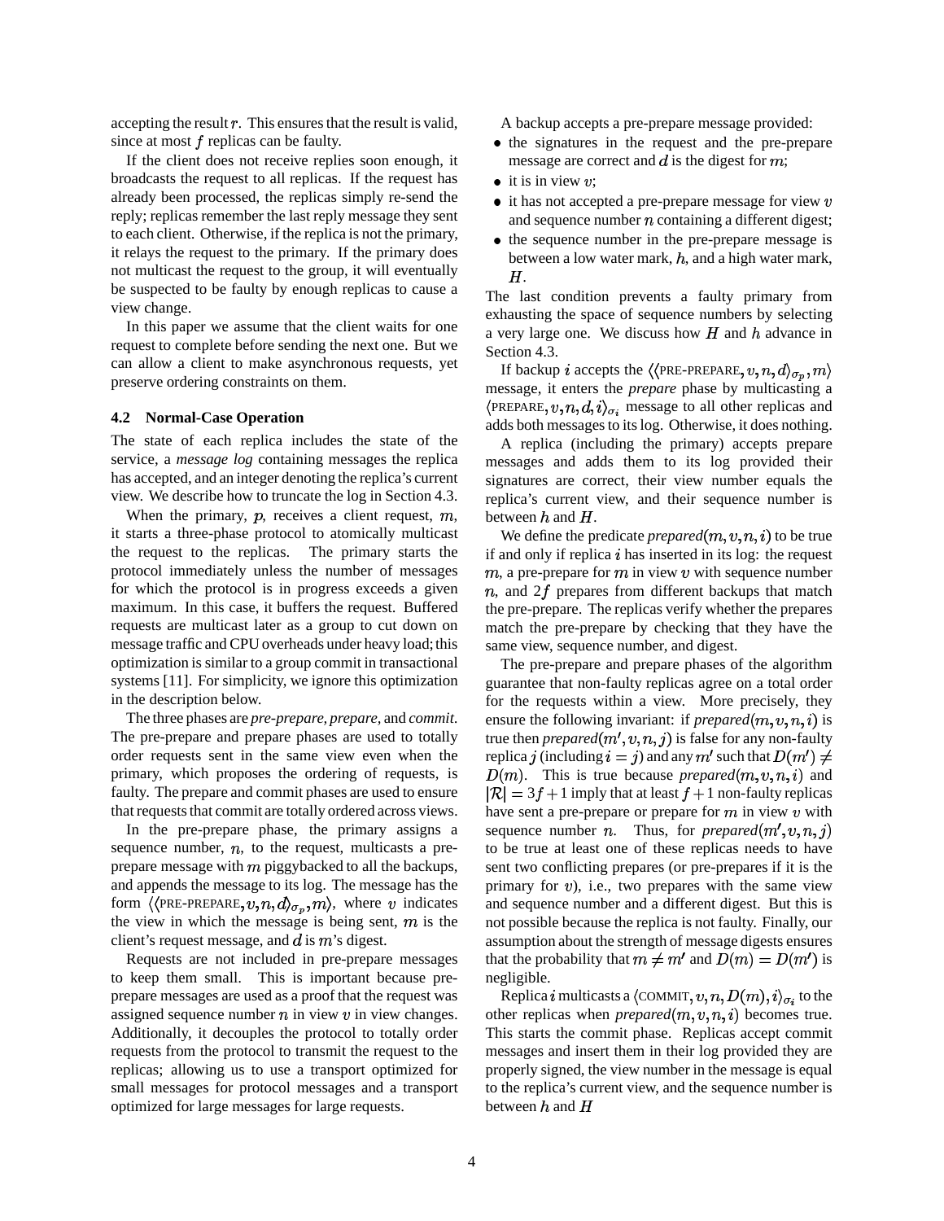accepting the result $r$. This ensures that the result is valid, since at most $f$ replicas can be faulty.

If the client does not receive replies soon enough, it broadcasts the request to all replicas. If the request has already been processed, the replicas simply re-send the reply; replicas remember the last reply message they sent to each client. Otherwise, if the replica is not the primary, it relays the request to the primary. If the primary does not multicast the request to the group, it will eventually be suspected to be faulty by enough replicas to cause a view change.

In this paper we assume that the client waits for one request to complete before sending the next one. But we can allow a client to make asynchronous requests, yet preserve ordering constraints on them.

### 4.2 Normal-Case Operation

The state of each replica includes the state of the service, a *message log* containing messages the replica has accepted, and an integer denoting the replica's current view. We describe how to truncate the log in Section 4.3.

When the primary, $p$, receives a client request, $m$, it starts a three-phase protocol to atomically multicast the request to the replicas. The primary starts the protocol immediately unless the number of messages for which the protocol is in progress exceeds a given maximum. In this case, it buffers the request. Buffered requests are multicast later as a group to cut down on message traffic and CPU overheads under heavy load; this optimization is similar to a group commit in transactional systems [11]. For simplicity, we ignore this optimization in the description below.

The three phases are *pre-prepare*, *prepare*, and *commit*. The pre-prepare and prepare phases are used to totally order requests sent in the same view even when the primary, which proposes the ordering of requests, is faulty. The prepare and commit phases are used to ensure that requests that commit are totally ordered across views.

In the pre-prepare phase, the primary assigns a sequence number, $n$, to the request, multicasts a pre-prepare message with $m$ piggybacked to all the backups, and appends the message to its log. The message has the form $\langle\langle \text{PRE-PREPARE}, v, n, d\rangle_{\sigma_p}, m\rangle$, where $v$ indicates the view in which the message is being sent, $m$ is the client's request message, and $d$ is $m$'s digest.

Requests are not included in pre-prepare messages to keep them small. This is important because pre-prepare messages are used as a proof that the request was assigned sequence number $n$ in view $v$ in view changes. Additionally, it decouples the protocol to totally order requests from the protocol to transmit the request to the replicas; allowing us to use a transport optimized for small messages for protocol messages and a transport optimized for large messages for large requests.

A backup accepts a pre-prepare message provided:

- the signatures in the request and the pre-prepare message are correct and $d$ is the digest for $m$;
- it is in view $v$;
- it has not accepted a pre-prepare message for view $v$ and sequence number $n$ containing a different digest;
- the sequence number in the pre-prepare message is between a low water mark, $h$, and a high water mark, $H$.

The last condition prevents a faulty primary from exhausting the space of sequence numbers by selecting a very large one. We discuss how $H$ and $h$ advance in Section 4.3.

If backup $i$ accepts the $\langle\langle \text{PRE-PREPARE}, v, n, d\rangle_{\sigma_p}, m\rangle$ message, it enters the *prepare* phase by multicasting a $\langle \text{PREPARE}, v, n, d, i\rangle_{\sigma_i}$ message to all other replicas and adds both messages to its log. Otherwise, it does nothing.

A replica (including the primary) accepts prepare messages and adds them to its log provided their signatures are correct, their view number equals the replica's current view, and their sequence number is between $h$ and $H$.

We define the predicate *prepared*$(m, v, n, i)$ to be true if and only if replica $i$ has inserted in its log: the request $m$, a pre-prepare for $m$ in view $v$ with sequence number $n$, and $2f$ prepares from different backups that match the pre-prepare. The replicas verify whether the prepares match the pre-prepare by checking that they have the same view, sequence number, and digest.

The pre-prepare and prepare phases of the algorithm guarantee that non-faulty replicas agree on a total order for the requests within a view. More precisely, they ensure the following invariant: if *prepared*$(m, v, n, i)$ is true then *prepared*$(m', v, n, j)$ is false for any non-faulty replica $j$ (including $i = j$) and any $m'$ such that $D(m') \neq D(m)$. This is true because *prepared*$(m, v, n, i)$ and $|\mathcal{R}| = 3f + 1$ imply that at least $f + 1$ non-faulty replicas have sent a pre-prepare or prepare for $m$ in view $v$ with sequence number $n$. Thus, for *prepared*$(m', v, n, j)$ to be true at least one of these replicas needs to have sent two conflicting prepares (or pre-prepares if it is the primary for $v$), i.e., two prepares with the same view and sequence number and a different digest. But this is not possible because the replica is not faulty. Finally, our assumption about the strength of message digests ensures that the probability that $m \neq m'$ and $D(m) = D(m')$ is negligible.

Replica $i$ multicasts a $\langle \text{COMMIT}, v, n, D(m), i\rangle_{\sigma_i}$ to the other replicas when *prepared*$(m, v, n, i)$ becomes true. This starts the commit phase. Replicas accept commit messages and insert them in their log provided they are properly signed, the view number in the message is equal to the replica's current view, and the sequence number is between $h$ and $H$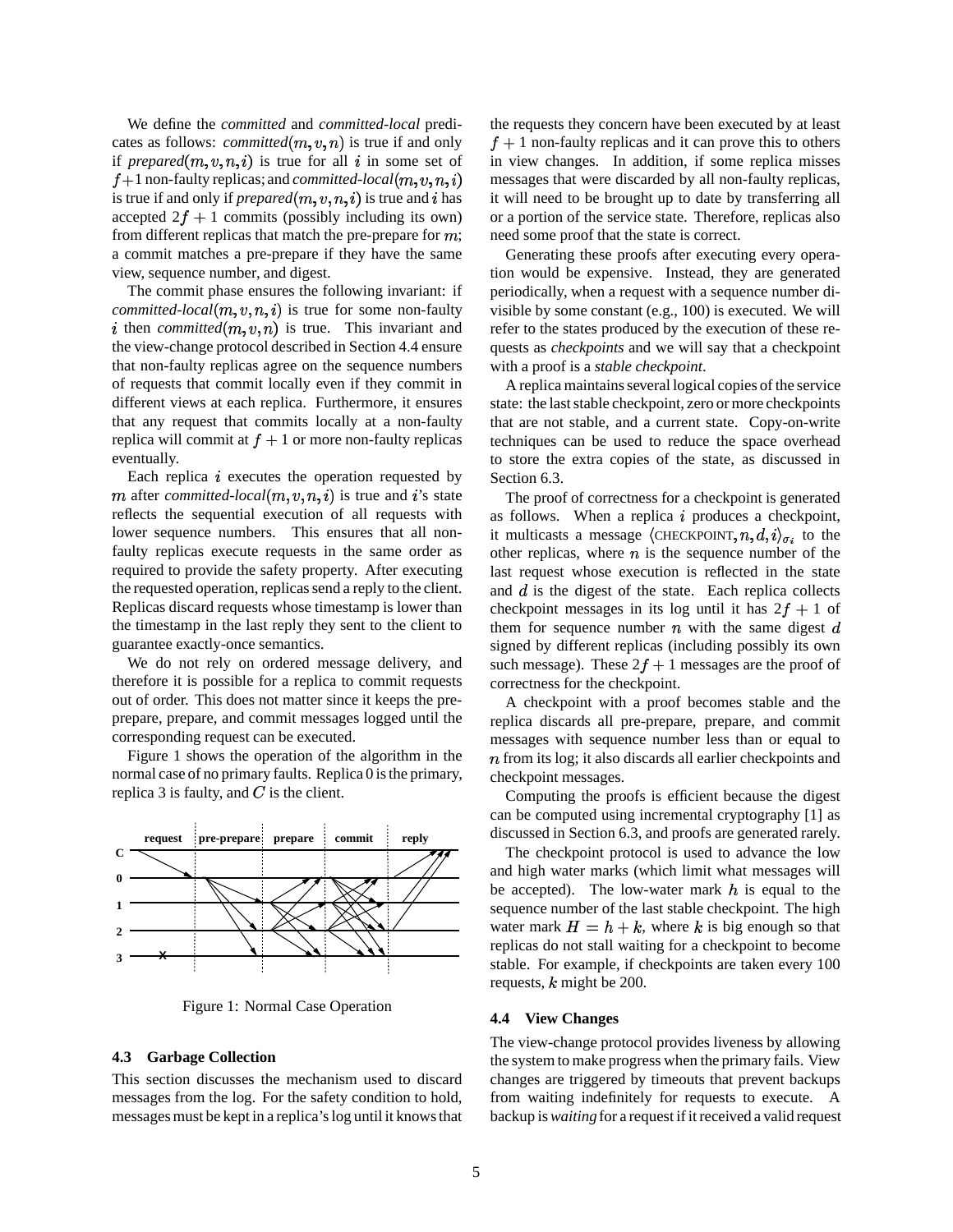We define the *committed* and *committed-local* predicates as follows: *committed*$(m, v, n)$ is true if and only if *prepared*$(m, v, n, i)$ is true for all $i$ in some set of $f+1$ non-faulty replicas; and *committed-local*$(m, v, n, i)$ is true if and only if *prepared*$(m, v, n, i)$ is true and $i$ has accepted $2f+1$ commits (possibly including its own) from different replicas that match the pre-prepare for $m$; a commit matches a pre-prepare if they have the same view, sequence number, and digest.

The commit phase ensures the following invariant: if *committed-local*$(m, v, n, i)$ is true for some non-faulty $i$ then *committed*$(m, v, n)$ is true. This invariant and the view-change protocol described in Section 4.4 ensure that non-faulty replicas agree on the sequence numbers of requests that commit locally even if they commit in different views at each replica. Furthermore, it ensures that any request that commits locally at a non-faulty replica will commit at $f+1$ or more non-faulty replicas eventually.

Each replica $i$ executes the operation requested by $m$ after *committed-local*$(m, v, n, i)$ is true and $i$'s state reflects the sequential execution of all requests with lower sequence numbers. This ensures that all non-faulty replicas execute requests in the same order as required to provide the safety property. After executing the requested operation, replicas send a reply to the client. Replicas discard requests whose timestamp is lower than the timestamp in the last reply they sent to the client to guarantee exactly-once semantics.

We do not rely on ordered message delivery, and therefore it is possible for a replica to commit requests out of order. This does not matter since it keeps the pre-prepare, prepare, and commit messages logged until the corresponding request can be executed.

Figure 1 shows the operation of the algorithm in the normal case of no primary faults. Replica 0 is the primary, replica 3 is faulty, and $C$ is the client.

request
pre-prepare
prepare
commit
reply
C
0
1
2
3

Figure 1: Normal Case Operation

### 4.3 Garbage Collection

This section discusses the mechanism used to discard messages from the log. For the safety condition to hold, messages must be kept in a replica's log until it knows that the requests they concern have been executed by at least $f+1$ non-faulty replicas and it can prove this to others in view changes. In addition, if some replica misses messages that were discarded by all non-faulty replicas, it will need to be brought up to date by transferring all or a portion of the service state. Therefore, replicas also need some proof that the state is correct.

Generating these proofs after executing every operation would be expensive. Instead, they are generated periodically, when a request with a sequence number divisible by some constant (e.g., 100) is executed. We will refer to the states produced by the execution of these requests as *checkpoints* and we will say that a checkpoint with a proof is a *stable checkpoint*.

A replica maintains several logical copies of the service state: the last stable checkpoint, zero or more checkpoints that are not stable, and a current state. Copy-on-write techniques can be used to reduce the space overhead to store the extra copies of the state, as discussed in Section 6.3.

The proof of correctness for a checkpoint is generated as follows. When a replica $i$ produces a checkpoint, it multicasts a message $\langle \text{CHECKPOINT}, n, d, i \rangle_{\sigma_i}$ to the other replicas, where $n$ is the sequence number of the last request whose execution is reflected in the state and $d$ is the digest of the state. Each replica collects checkpoint messages in its log until it has $2f+1$ of them for sequence number $n$ with the same digest $d$ signed by different replicas (including possibly its own such message). These $2f+1$ messages are the proof of correctness for the checkpoint.

A checkpoint with a proof becomes stable and the replica discards all pre-prepare, prepare, and commit messages with sequence number less than or equal to $n$ from its log; it also discards all earlier checkpoints and checkpoint messages.

Computing the proofs is efficient because the digest can be computed using incremental cryptography [1] as discussed in Section 6.3, and proofs are generated rarely.

The checkpoint protocol is used to advance the low and high water marks (which limit what messages will be accepted). The low-water mark $h$ is equal to the sequence number of the last stable checkpoint. The high water mark $H = h + k$, where $k$ is big enough so that replicas do not stall waiting for a checkpoint to become stable. For example, if checkpoints are taken every 100 requests, $k$ might be 200.

### 4.4 View Changes

The view-change protocol provides liveness by allowing the system to make progress when the primary fails. View changes are triggered by timeouts that prevent backups from waiting indefinitely for requests to execute. A backup is *waiting* for a request if it received a valid request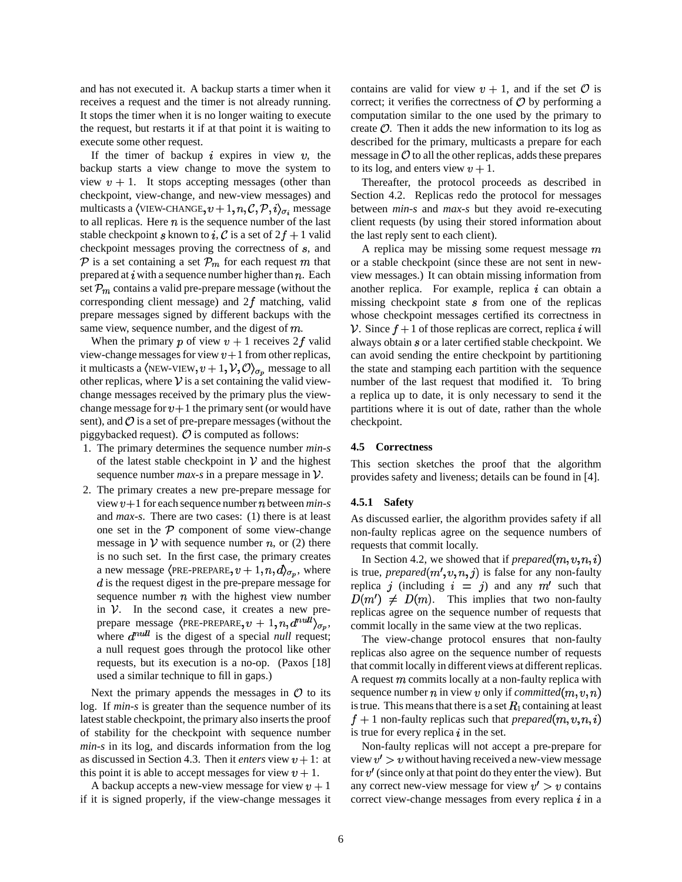and has not executed it. A backup starts a timer when it receives a request and the timer is not already running. It stops the timer when it is no longer waiting to execute the request, but restarts it if at that point it is waiting to execute some other request.

If the timer of backup $i$ expires in view $v$, the backup starts a view change to move the system to view $v+1$. It stops accepting messages (other than checkpoint, view-change, and new-view messages) and multicasts a $\langle$VIEW-CHANGE$, v+1, n, \mathcal{C}, \mathcal{P}, i\rangle_{\sigma_i}$ message to all replicas. Here $n$ is the sequence number of the last stable checkpoint $s$ known to $i$, $\mathcal{C}$ is a set of $2f+1$ valid checkpoint messages proving the correctness of $s$, and $\mathcal{P}$ is a set containing a set $\mathcal{P}_m$ for each request $m$ that prepared at $i$ with a sequence number higher than $n$. Each set $\mathcal{P}_m$ contains a valid pre-prepare message (without the corresponding client message) and $2f$ matching, valid prepare messages signed by different backups with the same view, sequence number, and the digest of $m$.

When the primary $p$ of view $v+1$ receives $2f$ valid view-change messages for view $v+1$ from other replicas, it multicasts a $\langle$NEW-VIEW$, v+1, \mathcal{V}, \mathcal{O}\rangle_{\sigma_p}$ message to all other replicas, where $\mathcal{V}$ is a set containing the valid view-change messages received by the primary plus the view-change message for $v+1$ the primary sent (or would have sent), and $\mathcal{O}$ is a set of pre-prepare messages (without the piggybacked request). $\mathcal{O}$ is computed as follows:

1. The primary determines the sequence number *min-s* of the latest stable checkpoint in $\mathcal{V}$ and the highest sequence number *max-s* in a prepare message in $\mathcal{V}$.
2. The primary creates a new pre-prepare message for view $v+1$ for each sequence number $n$ between *min-s* and *max-s*. There are two cases: (1) there is at least one set in the $\mathcal{P}$ component of some view-change message in $\mathcal{V}$ with sequence number $n$, or (2) there is no such set. In the first case, the primary creates a new message $\langle$PRE-PREPARE$, v+1, n, d\rangle_{\sigma_p}$, where $d$ is the request digest in the pre-prepare message for sequence number $n$ with the highest view number in $\mathcal{V}$. In the second case, it creates a new pre-prepare message $\langle$PRE-PREPARE$, v+1, n, d^{null}\rangle_{\sigma_p}$, where $d^{null}$ is the digest of a special *null* request; a null request goes through the protocol like other requests, but its execution is a no-op. (Paxos [18] used a similar technique to fill in gaps.)

Next the primary appends the messages in $\mathcal{O}$ to its log. If *min-s* is greater than the sequence number of its latest stable checkpoint, the primary also inserts the proof of stability for the checkpoint with sequence number *min-s* in its log, and discards information from the log as discussed in Section 4.3. Then it *enters* view $v+1$: at this point it is able to accept messages for view $v+1$.

A backup accepts a new-view message for view $v+1$ if it is signed properly, if the view-change messages it contains are valid for view $v+1$, and if the set $\mathcal{O}$ is correct; it verifies the correctness of $\mathcal{O}$ by performing a computation similar to the one used by the primary to create $\mathcal{O}$. Then it adds the new information to its log as described for the primary, multicasts a prepare for each message in $\mathcal{O}$ to all the other replicas, adds these prepares to its log, and enters view $v+1$.

Thereafter, the protocol proceeds as described in Section 4.2. Replicas redo the protocol for messages between *min-s* and *max-s* but they avoid re-executing client requests (by using their stored information about the last reply sent to each client).

A replica may be missing some request message $m$ or a stable checkpoint (since these are not sent in new-view messages.) It can obtain missing information from another replica. For example, replica $i$ can obtain a missing checkpoint state $s$ from one of the replicas whose checkpoint messages certified its correctness in $\mathcal{V}$. Since $f+1$ of those replicas are correct, replica $i$ will always obtain $s$ or a later certified stable checkpoint. We can avoid sending the entire checkpoint by partitioning the state and stamping each partition with the sequence number of the last request that modified it. To bring a replica up to date, it is only necessary to send it the partitions where it is out of date, rather than the whole checkpoint.

### 4.5 Correctness

This section sketches the proof that the algorithm provides safety and liveness; details can be found in [4].

#### 4.5.1 Safety

As discussed earlier, the algorithm provides safety if all non-faulty replicas agree on the sequence numbers of requests that commit locally.

In Section 4.2, we showed that if *prepared*$(m, v, n, i)$ is true, *prepared*$(m', v, n, j)$ is false for any non-faulty replica $j$ (including $i = j$) and any $m'$ such that $D(m') \neq D(m)$. This implies that two non-faulty replicas agree on the sequence number of requests that commit locally in the same view at the two replicas.

The view-change protocol ensures that non-faulty replicas also agree on the sequence number of requests that commit locally in different views at different replicas. A request $m$ commits locally at a non-faulty replica with sequence number $n$ in view $v$ only if *committed*$(m, v, n)$ is true. This means that there is a set $R_1$ containing at least $f+1$ non-faulty replicas such that *prepared*$(m, v, n, i)$ is true for every replica $i$ in the set.

Non-faulty replicas will not accept a pre-prepare for view $v' > v$ without having received a new-view message for $v'$ (since only at that point do they enter the view). But any correct new-view message for view $v' > v$ contains correct view-change messages from every replica $i$ in a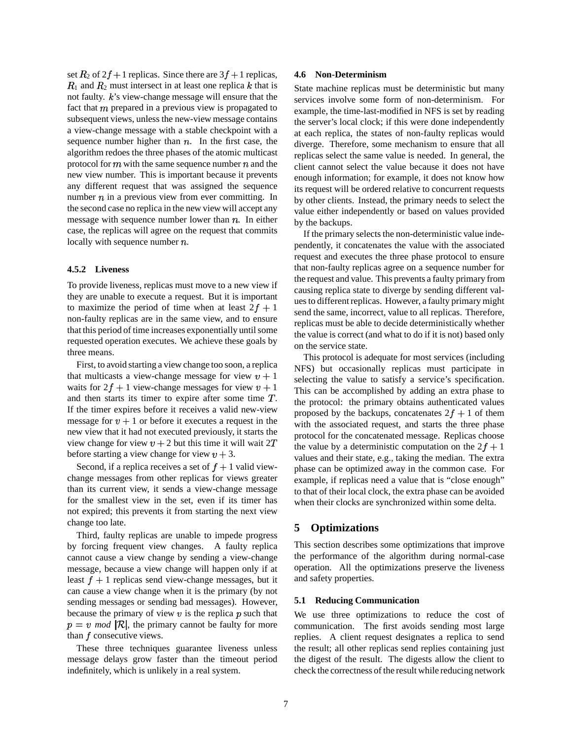set $R_2$ of $2f+1$ replicas. Since there are $3f+1$ replicas, $R_1$ and $R_2$ must intersect in at least one replica $k$ that is not faulty. $k$'s view-change message will ensure that the fact that $m$ prepared in a previous view is propagated to subsequent views, unless the new-view message contains a view-change message with a stable checkpoint with a sequence number higher than $n$. In the first case, the algorithm redoes the three phases of the atomic multicast protocol for $m$ with the same sequence number $n$ and the new view number. This is important because it prevents any different request that was assigned the sequence number $n$ in a previous view from ever committing. In the second case no replica in the new view will accept any message with sequence number lower than $n$. In either case, the replicas will agree on the request that commits locally with sequence number $n$.

#### 4.5.2 Liveness

To provide liveness, replicas must move to a new view if they are unable to execute a request. But it is important to maximize the period of time when at least $2f+1$ non-faulty replicas are in the same view, and to ensure that this period of time increases exponentially until some requested operation executes. We achieve these goals by three means.

First, to avoid starting a view change too soon, a replica that multicasts a view-change message for view $v+1$ waits for $2f+1$ view-change messages for view $v+1$ and then starts its timer to expire after some time $T$. If the timer expires before it receives a valid new-view message for $v+1$ or before it executes a request in the new view that it had not executed previously, it starts the view change for view $v+2$ but this time it will wait $2T$ before starting a view change for view $v+3$.

Second, if a replica receives a set of $f+1$ valid view-change messages from other replicas for views greater than its current view, it sends a view-change message for the smallest view in the set, even if its timer has not expired; this prevents it from starting the next view change too late.

Third, faulty replicas are unable to impede progress by forcing frequent view changes. A faulty replica cannot cause a view change by sending a view-change message, because a view change will happen only if at least $f+1$ replicas send view-change messages, but it can cause a view change when it is the primary (by not sending messages or sending bad messages). However, because the primary of view $v$ is the replica $p$ such that $p = v \bmod |\mathcal{R}|$, the primary cannot be faulty for more than $f$ consecutive views.

These three techniques guarantee liveness unless message delays grow faster than the timeout period indefinitely, which is unlikely in a real system.

### 4.6 Non-Determinism

State machine replicas must be deterministic but many services involve some form of non-determinism. For example, the time-last-modified in NFS is set by reading the server's local clock; if this were done independently at each replica, the states of non-faulty replicas would diverge. Therefore, some mechanism to ensure that all replicas select the same value is needed. In general, the client cannot select the value because it does not have enough information; for example, it does not know how its request will be ordered relative to concurrent requests by other clients. Instead, the primary needs to select the value either independently or based on values provided by the backups.

If the primary selects the non-deterministic value independently, it concatenates the value with the associated request and executes the three phase protocol to ensure that non-faulty replicas agree on a sequence number for the request and value. This prevents a faulty primary from causing replica state to diverge by sending different values to different replicas. However, a faulty primary might send the same, incorrect, value to all replicas. Therefore, replicas must be able to decide deterministically whether the value is correct (and what to do if it is not) based only on the service state.

This protocol is adequate for most services (including NFS) but occasionally replicas must participate in selecting the value to satisfy a service's specification. This can be accomplished by adding an extra phase to the protocol: the primary obtains authenticated values proposed by the backups, concatenates $2f+1$ of them with the associated request, and starts the three phase protocol for the concatenated message. Replicas choose the value by a deterministic computation on the $2f+1$ values and their state, e.g., taking the median. The extra phase can be optimized away in the common case. For example, if replicas need a value that is "close enough" to that of their local clock, the extra phase can be avoided when their clocks are synchronized within some delta.

## 5 Optimizations

This section describes some optimizations that improve the performance of the algorithm during normal-case operation. All the optimizations preserve the liveness and safety properties.

### 5.1 Reducing Communication

We use three optimizations to reduce the cost of communication. The first avoids sending most large replies. A client request designates a replica to send the result; all other replicas send replies containing just the digest of the result. The digests allow the client to check the correctness of the result while reducing network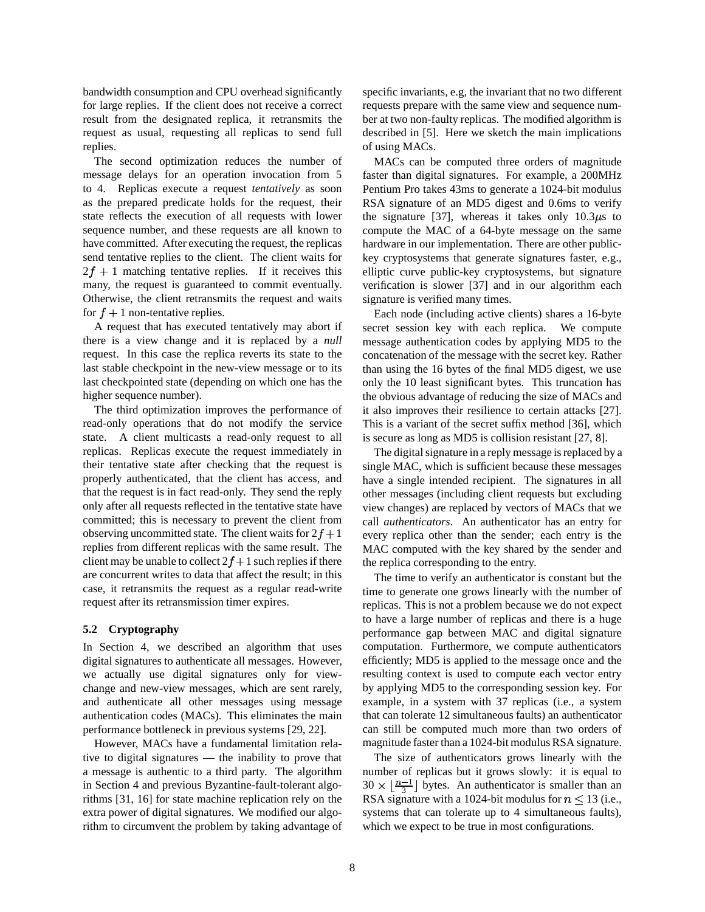bandwidth consumption and CPU overhead significantly for large replies. If the client does not receive a correct result from the designated replica, it retransmits the request as usual, requesting all replicas to send full replies.

The second optimization reduces the number of message delays for an operation invocation from 5 to 4. Replicas execute a request *tentatively* as soon as the prepared predicate holds for the request, their state reflects the execution of all requests with lower sequence number, and these requests are all known to have committed. After executing the request, the replicas send tentative replies to the client. The client waits for $2f+1$ matching tentative replies. If it receives this many, the request is guaranteed to commit eventually. Otherwise, the client retransmits the request and waits for $f+1$ non-tentative replies.

A request that has executed tentatively may abort if there is a view change and it is replaced by a *null* request. In this case the replica reverts its state to the last stable checkpoint in the new-view message or to its last checkpointed state (depending on which one has the higher sequence number).

The third optimization improves the performance of read-only operations that do not modify the service state. A client multicasts a read-only request to all replicas. Replicas execute the request immediately in their tentative state after checking that the request is properly authenticated, that the client has access, and that the request is in fact read-only. They send the reply only after all requests reflected in the tentative state have committed; this is necessary to prevent the client from observing uncommitted state. The client waits for $2f+1$ replies from different replicas with the same result. The client may be unable to collect $2f+1$ such replies if there are concurrent writes to data that affect the result; in this case, it retransmits the request as a regular read-write request after its retransmission timer expires.

### 5.2 Cryptography

In Section 4, we described an algorithm that uses digital signatures to authenticate all messages. However, we actually use digital signatures only for view-change and new-view messages, which are sent rarely, and authenticate all other messages using message authentication codes (MACs). This eliminates the main performance bottleneck in previous systems [29, 22].

However, MACs have a fundamental limitation relative to digital signatures — the inability to prove that a message is authentic to a third party. The algorithm in Section 4 and previous Byzantine-fault-tolerant algorithms [31, 16] for state machine replication rely on the extra power of digital signatures. We modified our algorithm to circumvent the problem by taking advantage of specific invariants, e.g, the invariant that no two different requests prepare with the same view and sequence number at two non-faulty replicas. The modified algorithm is described in [5]. Here we sketch the main implications of using MACs.

MACs can be computed three orders of magnitude faster than digital signatures. For example, a 200MHz Pentium Pro takes 43ms to generate a 1024-bit modulus RSA signature of an MD5 digest and 0.6ms to verify the signature [37], whereas it takes only 10.3$\mu$s to compute the MAC of a 64-byte message on the same hardware in our implementation. There are other public-key cryptosystems that generate signatures faster, e.g., elliptic curve public-key cryptosystems, but signature verification is slower [37] and in our algorithm each signature is verified many times.

Each node (including active clients) shares a 16-byte secret session key with each replica. We compute message authentication codes by applying MD5 to the concatenation of the message with the secret key. Rather than using the 16 bytes of the final MD5 digest, we use only the 10 least significant bytes. This truncation has the obvious advantage of reducing the size of MACs and it also improves their resilience to certain attacks [27]. This is a variant of the secret suffix method [36], which is secure as long as MD5 is collision resistant [27, 8].

The digital signature in a reply message is replaced by a single MAC, which is sufficient because these messages have a single intended recipient. The signatures in all other messages (including client requests but excluding view changes) are replaced by vectors of MACs that we call *authenticators*. An authenticator has an entry for every replica other than the sender; each entry is the MAC computed with the key shared by the sender and the replica corresponding to the entry.

The time to verify an authenticator is constant but the time to generate one grows linearly with the number of replicas. This is not a problem because we do not expect to have a large number of replicas and there is a huge performance gap between MAC and digital signature computation. Furthermore, we compute authenticators efficiently; MD5 is applied to the message once and the resulting context is used to compute each vector entry by applying MD5 to the corresponding session key. For example, in a system with 37 replicas (i.e., a system that can tolerate 12 simultaneous faults) an authenticator can still be computed much more than two orders of magnitude faster than a 1024-bit modulus RSA signature.

The size of authenticators grows linearly with the number of replicas but it grows slowly: it is equal to $30 \times \lfloor \frac{n-1}{3} \rfloor$ bytes. An authenticator is smaller than an RSA signature with a 1024-bit modulus for $n \leq 13$ (i.e., systems that can tolerate up to 4 simultaneous faults), which we expect to be true in most configurations.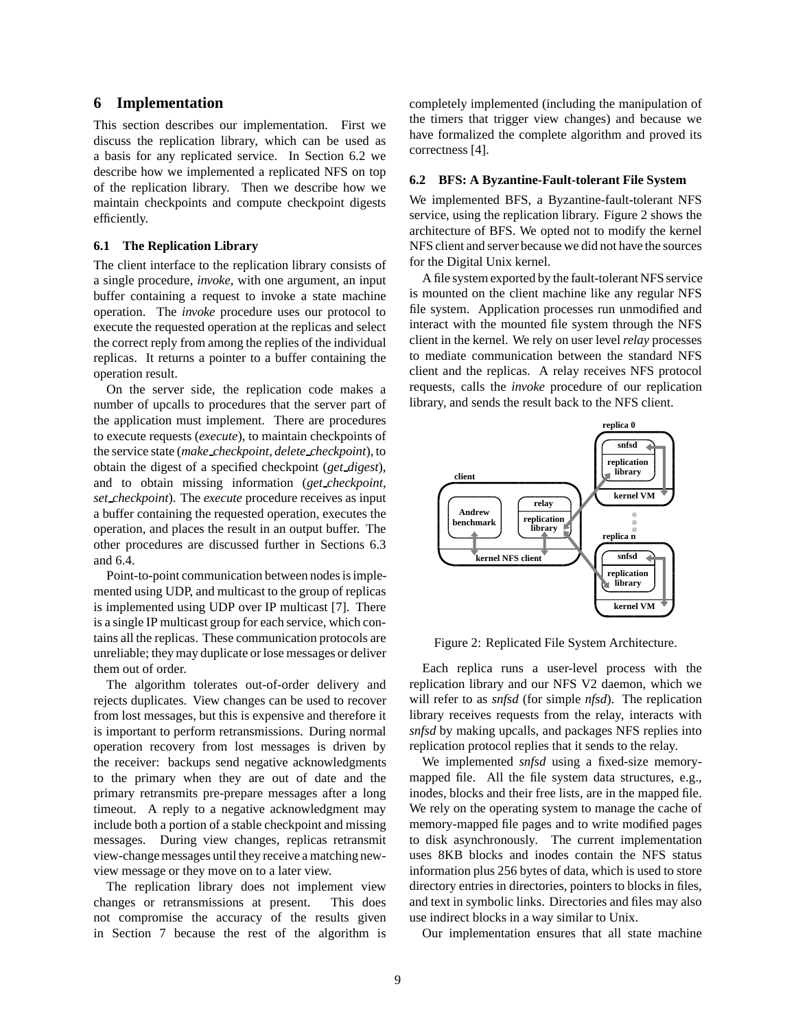## 6 Implementation

This section describes our implementation. First we discuss the replication library, which can be used as a basis for any replicated service. In Section 6.2 we describe how we implemented a replicated NFS on top of the replication library. Then we describe how we maintain checkpoints and compute checkpoint digests efficiently.

### 6.1 The Replication Library

The client interface to the replication library consists of a single procedure, *invoke*, with one argument, an input buffer containing a request to invoke a state machine operation. The *invoke* procedure uses our protocol to execute the requested operation at the replicas and select the correct reply from among the replies of the individual replicas. It returns a pointer to a buffer containing the operation result.

On the server side, the replication code makes a number of upcalls to procedures that the server part of the application must implement. There are procedures to execute requests (*execute*), to maintain checkpoints of the service state (*make_checkpoint*, *delete_checkpoint*), to obtain the digest of a specified checkpoint (*get_digest*), and to obtain missing information (*get_checkpoint*, *set_checkpoint*). The *execute* procedure receives as input a buffer containing the requested operation, executes the operation, and places the result in an output buffer. The other procedures are discussed further in Sections 6.3 and 6.4.

Point-to-point communication between nodes is implemented using UDP, and multicast to the group of replicas is implemented using UDP over IP multicast [7]. There is a single IP multicast group for each service, which contains all the replicas. These communication protocols are unreliable; they may duplicate or lose messages or deliver them out of order.

The algorithm tolerates out-of-order delivery and rejects duplicates. View changes can be used to recover from lost messages, but this is expensive and therefore it is important to perform retransmissions. During normal operation recovery from lost messages is driven by the receiver: backups send negative acknowledgments to the primary when they are out of date and the primary retransmits pre-prepare messages after a long timeout. A reply to a negative acknowledgment may include both a portion of a stable checkpoint and missing messages. During view changes, replicas retransmit view-change messages until they receive a matching new-view message or they move on to a later view.

The replication library does not implement view changes or retransmissions at present. This does not compromise the accuracy of the results given in Section 7 because the rest of the algorithm is completely implemented (including the manipulation of the timers that trigger view changes) and because we have formalized the complete algorithm and proved its correctness [4].

### 6.2 BFS: A Byzantine-Fault-tolerant File System

We implemented BFS, a Byzantine-fault-tolerant NFS service, using the replication library. Figure 2 shows the architecture of BFS. We opted not to modify the kernel NFS client and server because we did not have the sources for the Digital Unix kernel.

A file system exported by the fault-tolerant NFS service is mounted on the client machine like any regular NFS file system. Application processes run unmodified and interact with the mounted file system through the NFS client in the kernel. We rely on user level *relay* processes to mediate communication between the standard NFS client and the replicas. A relay receives NFS protocol requests, calls the *invoke* procedure of our replication library, and sends the result back to the NFS client.

replica 0
snfsd
replication library
kernel VM
client
Andrew benchmark
relay
replication library
kernel NFS client
replica n
snfsd
replication library
kernel VM

Figure 2: Replicated File System Architecture.

Each replica runs a user-level process with the replication library and our NFS V2 daemon, which we will refer to as *snfsd* (for simple *nfsd*). The replication library receives requests from the relay, interacts with *snfsd* by making upcalls, and packages NFS replies into replication protocol replies that it sends to the relay.

We implemented *snfsd* using a fixed-size memory-mapped file. All the file system data structures, e.g., inodes, blocks and their free lists, are in the mapped file. We rely on the operating system to manage the cache of memory-mapped file pages and to write modified pages to disk asynchronously. The current implementation uses 8KB blocks and inodes contain the NFS status information plus 256 bytes of data, which is used to store directory entries in directories, pointers to blocks in files, and text in symbolic links. Directories and files may also use indirect blocks in a way similar to Unix.

Our implementation ensures that all state machine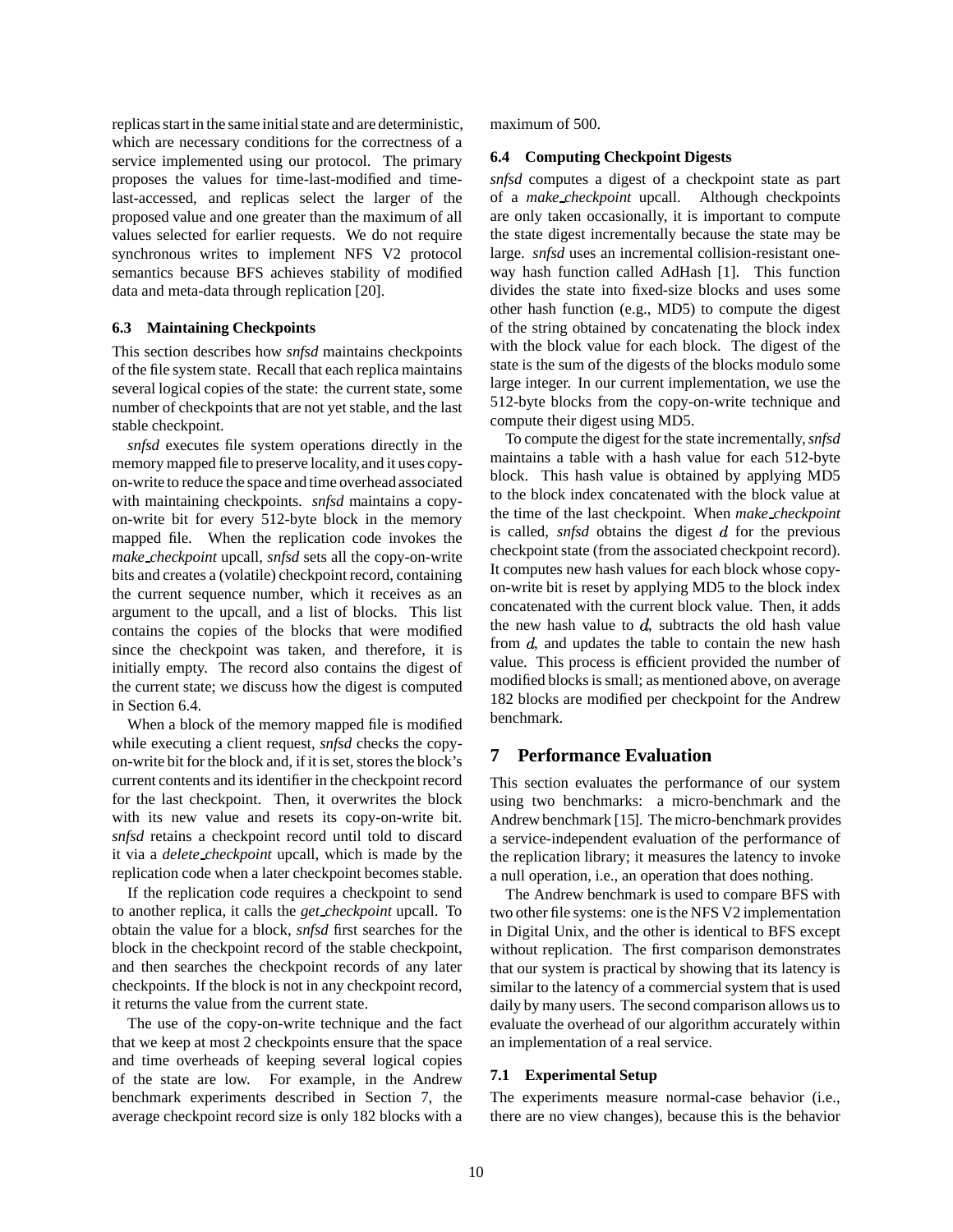replicas start in the same initial state and are deterministic, which are necessary conditions for the correctness of a service implemented using our protocol. The primary proposes the values for time-last-modified and time-last-accessed, and replicas select the larger of the proposed value and one greater than the maximum of all values selected for earlier requests. We do not require synchronous writes to implement NFS V2 protocol semantics because BFS achieves stability of modified data and meta-data through replication [20].

### 6.3 Maintaining Checkpoints

This section describes how *snfsd* maintains checkpoints of the file system state. Recall that each replica maintains several logical copies of the state: the current state, some number of checkpoints that are not yet stable, and the last stable checkpoint.

*snfsd* executes file system operations directly in the memory mapped file to preserve locality, and it uses copy-on-write to reduce the space and time overhead associated with maintaining checkpoints. *snfsd* maintains a copy-on-write bit for every 512-byte block in the memory mapped file. When the replication code invokes the *make_checkpoint* upcall, *snfsd* sets all the copy-on-write bits and creates a (volatile) checkpoint record, containing the current sequence number, which it receives as an argument to the upcall, and a list of blocks. This list contains the copies of the blocks that were modified since the checkpoint was taken, and therefore, it is initially empty. The record also contains the digest of the current state; we discuss how the digest is computed in Section 6.4.

When a block of the memory mapped file is modified while executing a client request, *snfsd* checks the copy-on-write bit for the block and, if it is set, stores the block's current contents and its identifier in the checkpoint record for the last checkpoint. Then, it overwrites the block with its new value and resets its copy-on-write bit. *snfsd* retains a checkpoint record until told to discard it via a *delete_checkpoint* upcall, which is made by the replication code when a later checkpoint becomes stable.

If the replication code requires a checkpoint to send to another replica, it calls the *get_checkpoint* upcall. To obtain the value for a block, *snfsd* first searches for the block in the checkpoint record of the stable checkpoint, and then searches the checkpoint records of any later checkpoints. If the block is not in any checkpoint record, it returns the value from the current state.

The use of the copy-on-write technique and the fact that we keep at most 2 checkpoints ensure that the space and time overheads of keeping several logical copies of the state are low. For example, in the Andrew benchmark experiments described in Section 7, the average checkpoint record size is only 182 blocks with a maximum of 500.

### 6.4 Computing Checkpoint Digests

*snfsd* computes a digest of a checkpoint state as part of a *make_checkpoint* upcall. Although checkpoints are only taken occasionally, it is important to compute the state digest incrementally because the state may be large. *snfsd* uses an incremental collision-resistant one-way hash function called AdHash [1]. This function divides the state into fixed-size blocks and uses some other hash function (e.g., MD5) to compute the digest of the string obtained by concatenating the block index with the block value for each block. The digest of the state is the sum of the digests of the blocks modulo some large integer. In our current implementation, we use the 512-byte blocks from the copy-on-write technique and compute their digest using MD5.

To compute the digest for the state incrementally, *snfsd* maintains a table with a hash value for each 512-byte block. This hash value is obtained by applying MD5 to the block index concatenated with the block value at the time of the last checkpoint. When *make_checkpoint* is called, *snfsd* obtains the digest $d$ for the previous checkpoint state (from the associated checkpoint record). It computes new hash values for each block whose copy-on-write bit is reset by applying MD5 to the block index concatenated with the current block value. Then, it adds the new hash value to $d$, subtracts the old hash value from $d$, and updates the table to contain the new hash value. This process is efficient provided the number of modified blocks is small; as mentioned above, on average 182 blocks are modified per checkpoint for the Andrew benchmark.

## 7 Performance Evaluation

This section evaluates the performance of our system using two benchmarks: a micro-benchmark and the Andrew benchmark [15]. The micro-benchmark provides a service-independent evaluation of the performance of the replication library; it measures the latency to invoke a null operation, i.e., an operation that does nothing.

The Andrew benchmark is used to compare BFS with two other file systems: one is the NFS V2 implementation in Digital Unix, and the other is identical to BFS except without replication. The first comparison demonstrates that our system is practical by showing that its latency is similar to the latency of a commercial system that is used daily by many users. The second comparison allows us to evaluate the overhead of our algorithm accurately within an implementation of a real service.

### 7.1 Experimental Setup

The experiments measure normal-case behavior (i.e., there are no view changes), because this is the behavior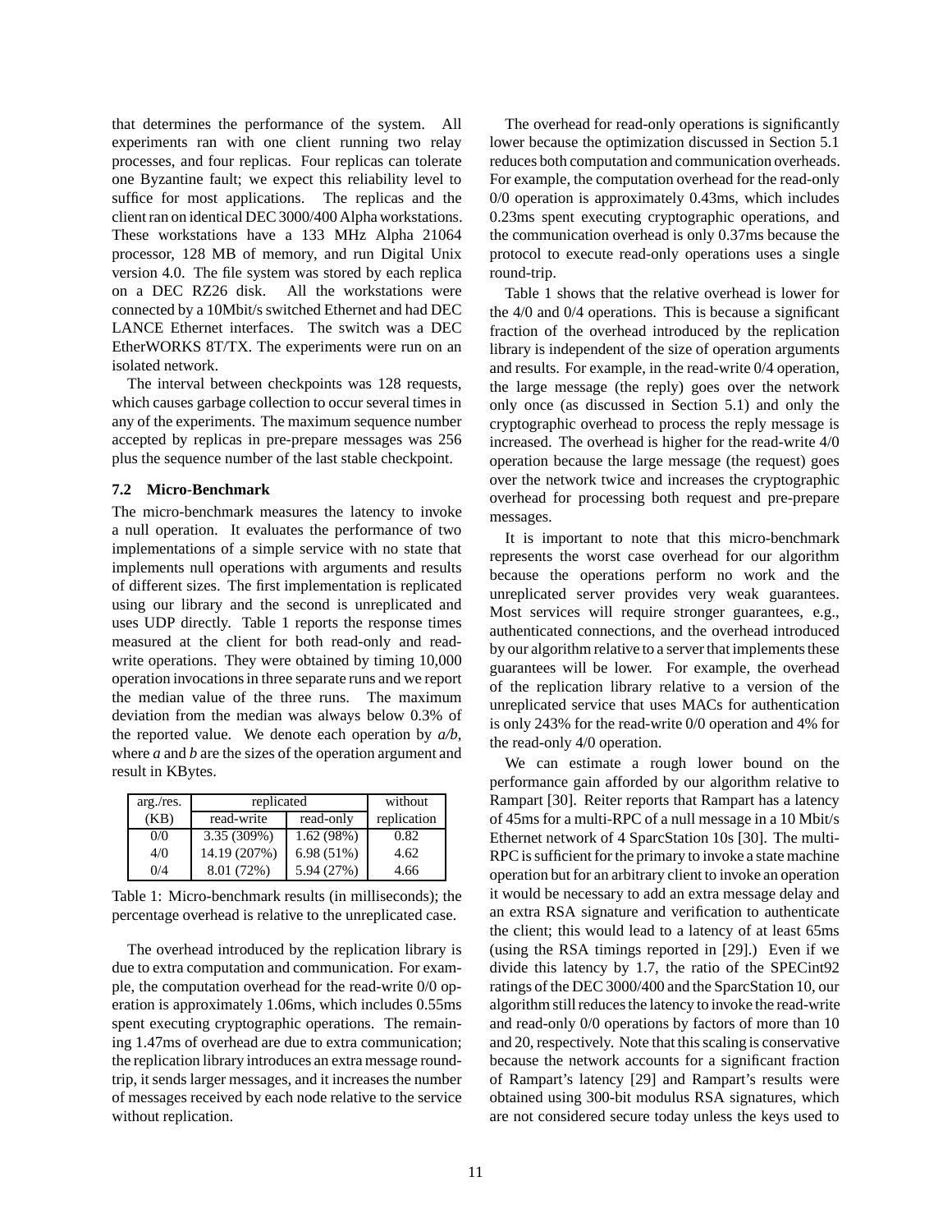that determines the performance of the system. All experiments ran with one client running two relay processes, and four replicas. Four replicas can tolerate one Byzantine fault; we expect this reliability level to suffice for most applications. The replicas and the client ran on identical DEC 3000/400 Alpha workstations. These workstations have a 133 MHz Alpha 21064 processor, 128 MB of memory, and run Digital Unix version 4.0. The file system was stored by each replica on a DEC RZ26 disk. All the workstations were connected by a 10Mbit/s switched Ethernet and had DEC LANCE Ethernet interfaces. The switch was a DEC EtherWORKS 8T/TX. The experiments were run on an isolated network.

The interval between checkpoints was 128 requests, which causes garbage collection to occur several times in any of the experiments. The maximum sequence number accepted by replicas in pre-prepare messages was 256 plus the sequence number of the last stable checkpoint.

### 7.2 Micro-Benchmark

The micro-benchmark measures the latency to invoke a null operation. It evaluates the performance of two implementations of a simple service with no state that implements null operations with arguments and results of different sizes. The first implementation is replicated using our library and the second is unreplicated and uses UDP directly. Table 1 reports the response times measured at the client for both read-only and read-write operations. They were obtained by timing 10,000 operation invocations in three separate runs and we report the median value of the three runs. The maximum deviation from the median was always below 0.3% of the reported value. We denote each operation by *a/b*, where *a* and *b* are the sizes of the operation argument and result in KBytes.

| arg./res. | replicated | | without |
|---|---|---|---|
| (KB) | read-write | read-only | replication |
| 0/0 | 3.35 (309%) | 1.62 (98%) | 0.82 |
| 4/0 | 14.19 (207%) | 6.98 (51%) | 4.62 |
| 0/4 | 8.01 (72%) | 5.94 (27%) | 4.66 |

Table 1: Micro-benchmark results (in milliseconds); the percentage overhead is relative to the unreplicated case.

The overhead introduced by the replication library is due to extra computation and communication. For example, the computation overhead for the read-write 0/0 operation is approximately 1.06ms, which includes 0.55ms spent executing cryptographic operations. The remaining 1.47ms of overhead are due to extra communication; the replication library introduces an extra message round-trip, it sends larger messages, and it increases the number of messages received by each node relative to the service without replication.

The overhead for read-only operations is significantly lower because the optimization discussed in Section 5.1 reduces both computation and communication overheads. For example, the computation overhead for the read-only 0/0 operation is approximately 0.43ms, which includes 0.23ms spent executing cryptographic operations, and the communication overhead is only 0.37ms because the protocol to execute read-only operations uses a single round-trip.

Table 1 shows that the relative overhead is lower for the 4/0 and 0/4 operations. This is because a significant fraction of the overhead introduced by the replication library is independent of the size of operation arguments and results. For example, in the read-write 0/4 operation, the large message (the reply) goes over the network only once (as discussed in Section 5.1) and only the cryptographic overhead to process the reply message is increased. The overhead is higher for the read-write 4/0 operation because the large message (the request) goes over the network twice and increases the cryptographic overhead for processing both request and pre-prepare messages.

It is important to note that this micro-benchmark represents the worst case overhead for our algorithm because the operations perform no work and the unreplicated server provides very weak guarantees. Most services will require stronger guarantees, e.g., authenticated connections, and the overhead introduced by our algorithm relative to a server that implements these guarantees will be lower. For example, the overhead of the replication library relative to a version of the unreplicated service that uses MACs for authentication is only 243% for the read-write 0/0 operation and 4% for the read-only 4/0 operation.

We can estimate a rough lower bound on the performance gain afforded by our algorithm relative to Rampart [30]. Reiter reports that Rampart has a latency of 45ms for a multi-RPC of a null message in a 10 Mbit/s Ethernet network of 4 SparcStation 10s [30]. The multi-RPC is sufficient for the primary to invoke a state machine operation but for an arbitrary client to invoke an operation it would be necessary to add an extra message delay and an extra RSA signature and verification to authenticate the client; this would lead to a latency of at least 65ms (using the RSA timings reported in [29].) Even if we divide this latency by 1.7, the ratio of the SPECint92 ratings of the DEC 3000/400 and the SparcStation 10, our algorithm still reduces the latency to invoke the read-write and read-only 0/0 operations by factors of more than 10 and 20, respectively. Note that this scaling is conservative because the network accounts for a significant fraction of Rampart's latency [29] and Rampart's results were obtained using 300-bit modulus RSA signatures, which are not considered secure today unless the keys used to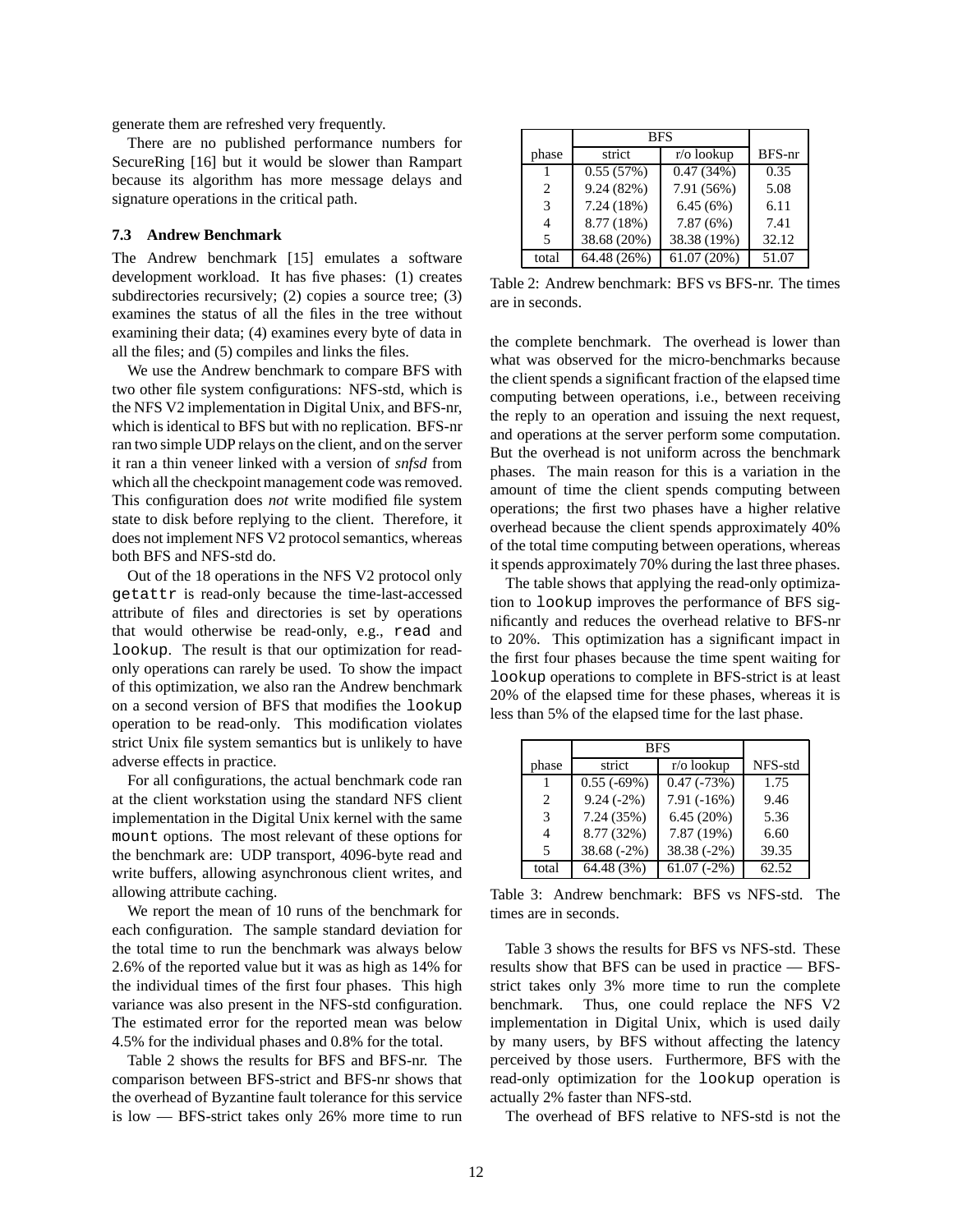generate them are refreshed very frequently.

There are no published performance numbers for SecureRing [16] but it would be slower than Rampart because its algorithm has more message delays and signature operations in the critical path.

### 7.3 Andrew Benchmark

The Andrew benchmark [15] emulates a software development workload. It has five phases: (1) creates subdirectories recursively; (2) copies a source tree; (3) examines the status of all the files in the tree without examining their data; (4) examines every byte of data in all the files; and (5) compiles and links the files.

We use the Andrew benchmark to compare BFS with two other file system configurations: NFS-std, which is the NFS V2 implementation in Digital Unix, and BFS-nr, which is identical to BFS but with no replication. BFS-nr ran two simple UDP relays on the client, and on the server it ran a thin veneer linked with a version of *snfsd* from which all the checkpoint management code was removed. This configuration does *not* write modified file system state to disk before replying to the client. Therefore, it does not implement NFS V2 protocol semantics, whereas both BFS and NFS-std do.

Out of the 18 operations in the NFS V2 protocol only `getattr` is read-only because the time-last-accessed attribute of files and directories is set by operations that would otherwise be read-only, e.g., `read` and `lookup`. The result is that our optimization for read-only operations can rarely be used. To show the impact of this optimization, we also ran the Andrew benchmark on a second version of BFS that modifies the `lookup` operation to be read-only. This modification violates strict Unix file system semantics but is unlikely to have adverse effects in practice.

For all configurations, the actual benchmark code ran at the client workstation using the standard NFS client implementation in the Digital Unix kernel with the same `mount` options. The most relevant of these options for the benchmark are: UDP transport, 4096-byte read and write buffers, allowing asynchronous client writes, and allowing attribute caching.

We report the mean of 10 runs of the benchmark for each configuration. The sample standard deviation for the total time to run the benchmark was always below 2.6% of the reported value but it was as high as 14% for the individual times of the first four phases. This high variance was also present in the NFS-std configuration. The estimated error for the reported mean was below 4.5% for the individual phases and 0.8% for the total.

Table 2 shows the results for BFS and BFS-nr. The comparison between BFS-strict and BFS-nr shows that the overhead of Byzantine fault tolerance for this service is low — BFS-strict takes only 26% more time to run the complete benchmark. The overhead is lower than what was observed for the micro-benchmarks because the client spends a significant fraction of the elapsed time computing between operations, i.e., between receiving the reply to an operation and issuing the next request, and operations at the server perform some computation. But the overhead is not uniform across the benchmark phases. The main reason for this is a variation in the amount of time the client spends computing between operations; the first two phases have a higher relative overhead because the client spends approximately 40% of the total time computing between operations, whereas it spends approximately 70% during the last three phases.

| | BFS | | |
|---|---|---|---|
| phase | strict | r/o lookup | BFS-nr |
| 1 | 0.55 (57%) | 0.47 (34%) | 0.35 |
| 2 | 9.24 (82%) | 7.91 (56%) | 5.08 |
| 3 | 7.24 (18%) | 6.45 (6%) | 6.11 |
| 4 | 8.77 (18%) | 7.87 (6%) | 7.41 |
| 5 | 38.68 (20%) | 38.38 (19%) | 32.12 |
| total | 64.48 (26%) | 61.07 (20%) | 51.07 |

Table 2: Andrew benchmark: BFS vs BFS-nr. The times are in seconds.

The table shows that applying the read-only optimization to `lookup` improves the performance of BFS significantly and reduces the overhead relative to BFS-nr to 20%. This optimization has a significant impact in the first four phases because the time spent waiting for `lookup` operations to complete in BFS-strict is at least 20% of the elapsed time for these phases, whereas it is less than 5% of the elapsed time for the last phase.

| | BFS | | |
|---|---|---|---|
| phase | strict | r/o lookup | NFS-std |
| 1 | 0.55 (-69%) | 0.47 (-73%) | 1.75 |
| 2 | 9.24 (-2%) | 7.91 (-16%) | 9.46 |
| 3 | 7.24 (35%) | 6.45 (20%) | 5.36 |
| 4 | 8.77 (32%) | 7.87 (19%) | 6.60 |
| 5 | 38.68 (-2%) | 38.38 (-2%) | 39.35 |
| total | 64.48 (3%) | 61.07 (-2%) | 62.52 |

Table 3: Andrew benchmark: BFS vs NFS-std. The times are in seconds.

Table 3 shows the results for BFS vs NFS-std. These results show that BFS can be used in practice — BFS-strict takes only 3% more time to run the complete benchmark. Thus, one could replace the NFS V2 implementation in Digital Unix, which is used daily by many users, by BFS without affecting the latency perceived by those users. Furthermore, BFS with the read-only optimization for the `lookup` operation is actually 2% faster than NFS-std.

The overhead of BFS relative to NFS-std is not the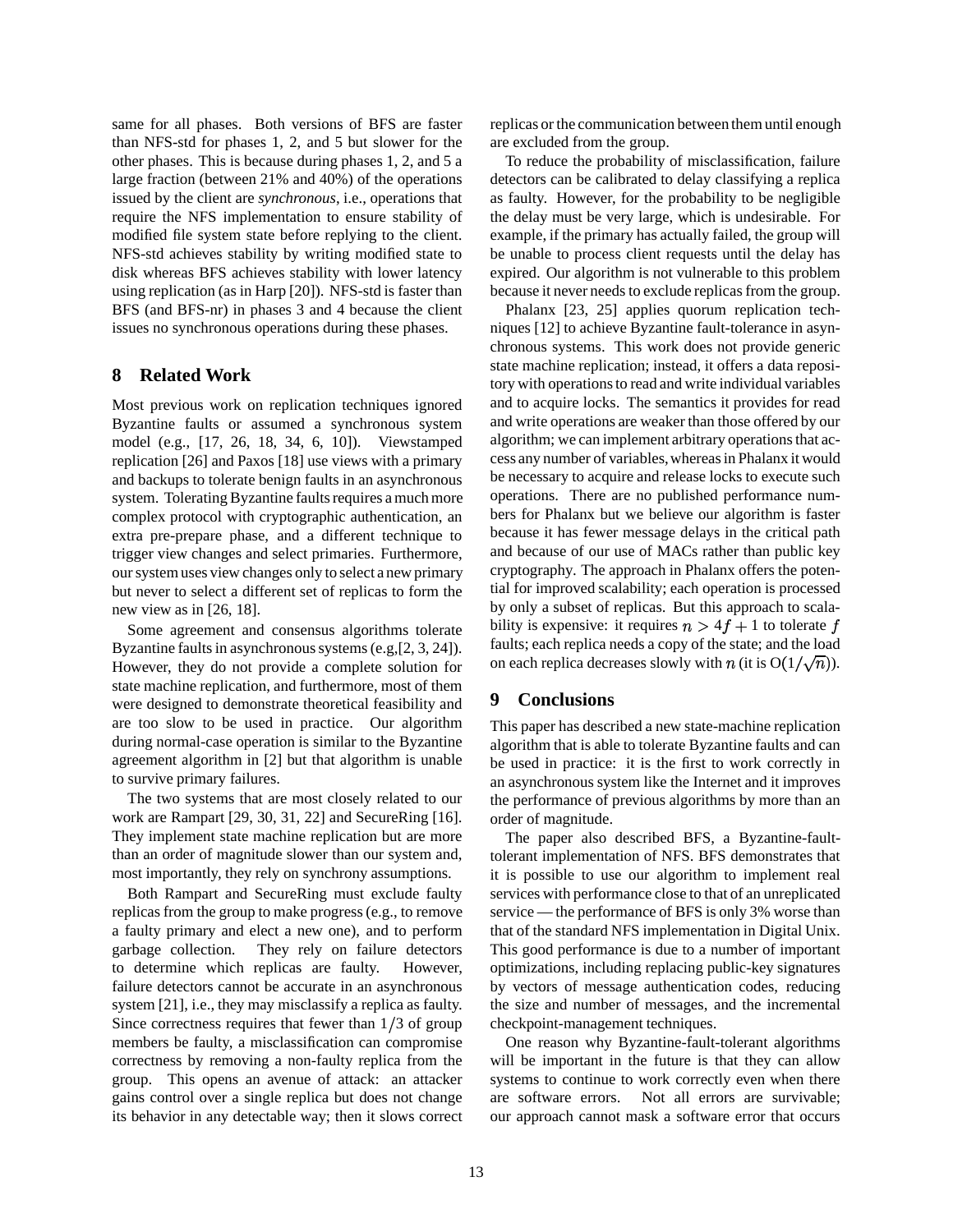same for all phases. Both versions of BFS are faster than NFS-std for phases 1, 2, and 5 but slower for the other phases. This is because during phases 1, 2, and 5 a large fraction (between 21% and 40%) of the operations issued by the client are *synchronous*, i.e., operations that require the NFS implementation to ensure stability of modified file system state before replying to the client. NFS-std achieves stability by writing modified state to disk whereas BFS achieves stability with lower latency using replication (as in Harp [20]). NFS-std is faster than BFS (and BFS-nr) in phases 3 and 4 because the client issues no synchronous operations during these phases.

## 8 Related Work

Most previous work on replication techniques ignored Byzantine faults or assumed a synchronous system model (e.g., [17, 26, 18, 34, 6, 10]). Viewstamped replication [26] and Paxos [18] use views with a primary and backups to tolerate benign faults in an asynchronous system. Tolerating Byzantine faults requires a much more complex protocol with cryptographic authentication, an extra pre-prepare phase, and a different technique to trigger view changes and select primaries. Furthermore, our system uses view changes only to select a new primary but never to select a different set of replicas to form the new view as in [26, 18].

Some agreement and consensus algorithms tolerate Byzantine faults in asynchronous systems (e.g,[2, 3, 24]). However, they do not provide a complete solution for state machine replication, and furthermore, most of them were designed to demonstrate theoretical feasibility and are too slow to be used in practice. Our algorithm during normal-case operation is similar to the Byzantine agreement algorithm in [2] but that algorithm is unable to survive primary failures.

The two systems that are most closely related to our work are Rampart [29, 30, 31, 22] and SecureRing [16]. They implement state machine replication but are more than an order of magnitude slower than our system and, most importantly, they rely on synchrony assumptions.

Both Rampart and SecureRing must exclude faulty replicas from the group to make progress (e.g., to remove a faulty primary and elect a new one), and to perform garbage collection. They rely on failure detectors to determine which replicas are faulty. However, failure detectors cannot be accurate in an asynchronous system [21], i.e., they may misclassify a replica as faulty. Since correctness requires that fewer than $1/3$ of group members be faulty, a misclassification can compromise correctness by removing a non-faulty replica from the group. This opens an avenue of attack: an attacker gains control over a single replica but does not change its behavior in any detectable way; then it slows correct replicas or the communication between them until enough are excluded from the group.

To reduce the probability of misclassification, failure detectors can be calibrated to delay classifying a replica as faulty. However, for the probability to be negligible the delay must be very large, which is undesirable. For example, if the primary has actually failed, the group will be unable to process client requests until the delay has expired. Our algorithm is not vulnerable to this problem because it never needs to exclude replicas from the group.

Phalanx [23, 25] applies quorum replication techniques [12] to achieve Byzantine fault-tolerance in asynchronous systems. This work does not provide generic state machine replication; instead, it offers a data repository with operations to read and write individual variables and to acquire locks. The semantics it provides for read and write operations are weaker than those offered by our algorithm; we can implement arbitrary operations that access any number of variables, whereas in Phalanx it would be necessary to acquire and release locks to execute such operations. There are no published performance numbers for Phalanx but we believe our algorithm is faster because it has fewer message delays in the critical path and because of our use of MACs rather than public key cryptography. The approach in Phalanx offers the potential for improved scalability; each operation is processed by only a subset of replicas. But this approach to scalability is expensive: it requires $n > 4f + 1$ to tolerate $f$ faults; each replica needs a copy of the state; and the load on each replica decreases slowly with $n$ (it is $O(1/\sqrt{n})$).

## 9 Conclusions

This paper has described a new state-machine replication algorithm that is able to tolerate Byzantine faults and can be used in practice: it is the first to work correctly in an asynchronous system like the Internet and it improves the performance of previous algorithms by more than an order of magnitude.

The paper also described BFS, a Byzantine-fault-tolerant implementation of NFS. BFS demonstrates that it is possible to use our algorithm to implement real services with performance close to that of an unreplicated service — the performance of BFS is only 3% worse than that of the standard NFS implementation in Digital Unix. This good performance is due to a number of important optimizations, including replacing public-key signatures by vectors of message authentication codes, reducing the size and number of messages, and the incremental checkpoint-management techniques.

One reason why Byzantine-fault-tolerant algorithms will be important in the future is that they can allow systems to continue to work correctly even when there are software errors. Not all errors are survivable; our approach cannot mask a software error that occurs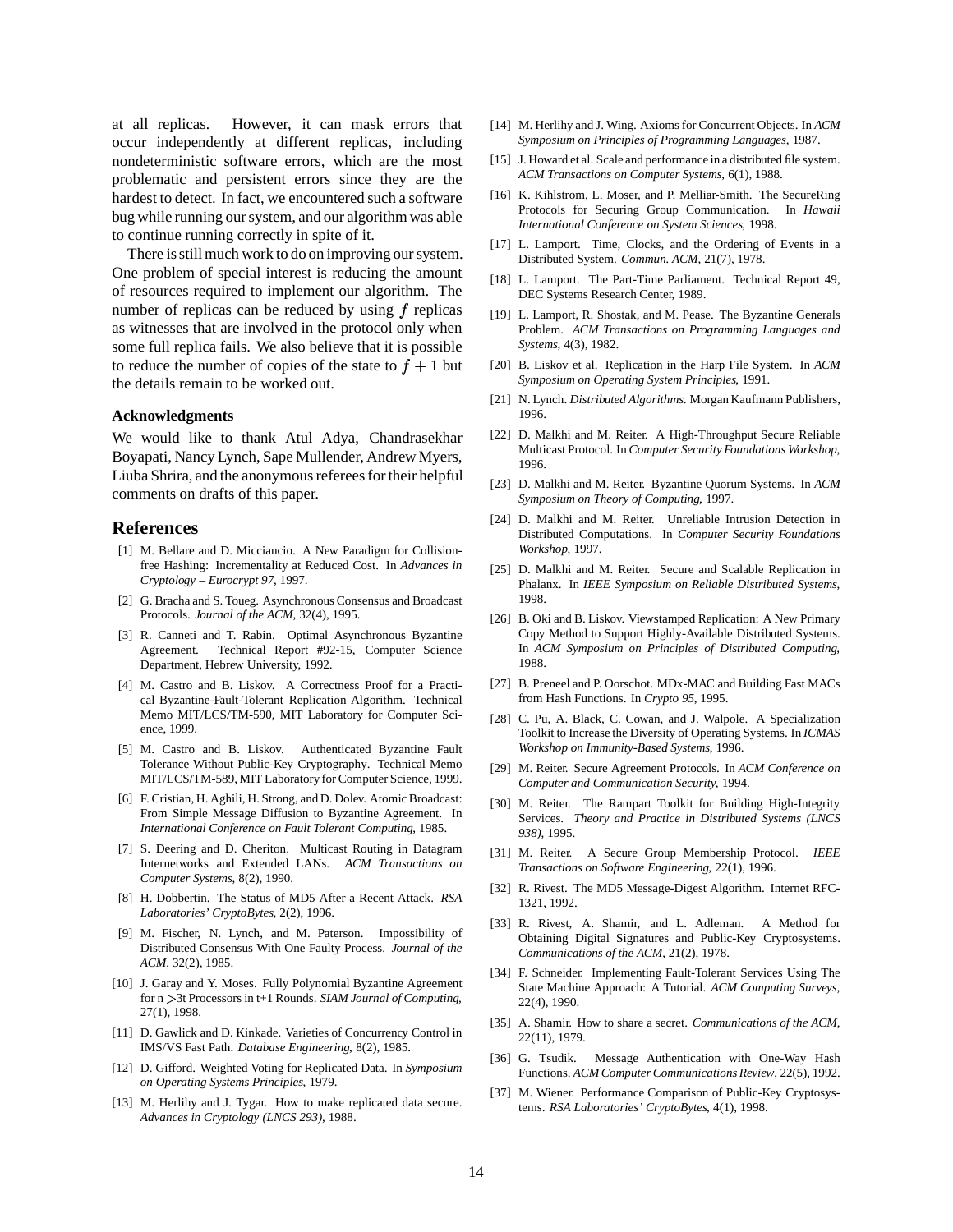at all replicas. However, it can mask errors that occur independently at different replicas, including nondeterministic software errors, which are the most problematic and persistent errors since they are the hardest to detect. In fact, we encountered such a software bug while running our system, and our algorithm was able to continue running correctly in spite of it.

There is still much work to do on improving our system. One problem of special interest is reducing the amount of resources required to implement our algorithm. The number of replicas can be reduced by using $f$ replicas as witnesses that are involved in the protocol only when some full replica fails. We also believe that it is possible to reduce the number of copies of the state to $f+1$ but the details remain to be worked out.

### Acknowledgments

We would like to thank Atul Adya, Chandrasekhar Boyapati, Nancy Lynch, Sape Mullender, Andrew Myers, Liuba Shrira, and the anonymous referees for their helpful comments on drafts of this paper.

## References

[1] M. Bellare and D. Micciancio. A New Paradigm for Collision-free Hashing: Incrementality at Reduced Cost. In *Advances in Cryptology – Eurocrypt 97*, 1997.

[2] G. Bracha and S. Toueg. Asynchronous Consensus and Broadcast Protocols. *Journal of the ACM*, 32(4), 1995.

[3] R. Canneti and T. Rabin. Optimal Asynchronous Byzantine Agreement. Technical Report #92-15, Computer Science Department, Hebrew University, 1992.

[4] M. Castro and B. Liskov. A Correctness Proof for a Practical Byzantine-Fault-Tolerant Replication Algorithm. Technical Memo MIT/LCS/TM-590, MIT Laboratory for Computer Science, 1999.

[5] M. Castro and B. Liskov. Authenticated Byzantine Fault Tolerance Without Public-Key Cryptography. Technical Memo MIT/LCS/TM-589, MIT Laboratory for Computer Science, 1999.

[6] F. Cristian, H. Aghili, H. Strong, and D. Dolev. Atomic Broadcast: From Simple Message Diffusion to Byzantine Agreement. In *International Conference on Fault Tolerant Computing*, 1985.

[7] S. Deering and D. Cheriton. Multicast Routing in Datagram Internetworks and Extended LANs. *ACM Transactions on Computer Systems*, 8(2), 1990.

[8] H. Dobbertin. The Status of MD5 After a Recent Attack. *RSA Laboratories' CryptoBytes*, 2(2), 1996.

[9] M. Fischer, N. Lynch, and M. Paterson. Impossibility of Distributed Consensus With One Faulty Process. *Journal of the ACM*, 32(2), 1985.

[10] J. Garay and Y. Moses. Fully Polynomial Byzantine Agreement for n $>$3t Processors in t+1 Rounds. *SIAM Journal of Computing*, 27(1), 1998.

[11] D. Gawlick and D. Kinkade. Varieties of Concurrency Control in IMS/VS Fast Path. *Database Engineering*, 8(2), 1985.

[12] D. Gifford. Weighted Voting for Replicated Data. In *Symposium on Operating Systems Principles*, 1979.

[13] M. Herlihy and J. Tygar. How to make replicated data secure. *Advances in Cryptology (LNCS 293)*, 1988.

[14] M. Herlihy and J. Wing. Axioms for Concurrent Objects. In *ACM Symposium on Principles of Programming Languages*, 1987.

[15] J. Howard et al. Scale and performance in a distributed file system. *ACM Transactions on Computer Systems*, 6(1), 1988.

[16] K. Kihlstrom, L. Moser, and P. Melliar-Smith. The SecureRing Protocols for Securing Group Communication. In *Hawaii International Conference on System Sciences*, 1998.

[17] L. Lamport. Time, Clocks, and the Ordering of Events in a Distributed System. *Commun. ACM*, 21(7), 1978.

[18] L. Lamport. The Part-Time Parliament. Technical Report 49, DEC Systems Research Center, 1989.

[19] L. Lamport, R. Shostak, and M. Pease. The Byzantine Generals Problem. *ACM Transactions on Programming Languages and Systems*, 4(3), 1982.

[20] B. Liskov et al. Replication in the Harp File System. In *ACM Symposium on Operating System Principles*, 1991.

[21] N. Lynch. *Distributed Algorithms*. Morgan Kaufmann Publishers, 1996.

[22] D. Malkhi and M. Reiter. A High-Throughput Secure Reliable Multicast Protocol. In *Computer Security Foundations Workshop*, 1996.

[23] D. Malkhi and M. Reiter. Byzantine Quorum Systems. In *ACM Symposium on Theory of Computing*, 1997.

[24] D. Malkhi and M. Reiter. Unreliable Intrusion Detection in Distributed Computations. In *Computer Security Foundations Workshop*, 1997.

[25] D. Malkhi and M. Reiter. Secure and Scalable Replication in Phalanx. In *IEEE Symposium on Reliable Distributed Systems*, 1998.

[26] B. Oki and B. Liskov. Viewstamped Replication: A New Primary Copy Method to Support Highly-Available Distributed Systems. In *ACM Symposium on Principles of Distributed Computing*, 1988.

[27] B. Preneel and P. Oorschot. MDx-MAC and Building Fast MACs from Hash Functions. In *Crypto 95*, 1995.

[28] C. Pu, A. Black, C. Cowan, and J. Walpole. A Specialization Toolkit to Increase the Diversity of Operating Systems. In *ICMAS Workshop on Immunity-Based Systems*, 1996.

[29] M. Reiter. Secure Agreement Protocols. In *ACM Conference on Computer and Communication Security*, 1994.

[30] M. Reiter. The Rampart Toolkit for Building High-Integrity Services. *Theory and Practice in Distributed Systems (LNCS 938)*, 1995.

[31] M. Reiter. A Secure Group Membership Protocol. *IEEE Transactions on Software Engineering*, 22(1), 1996.

[32] R. Rivest. The MD5 Message-Digest Algorithm. Internet RFC-1321, 1992.

[33] R. Rivest, A. Shamir, and L. Adleman. A Method for Obtaining Digital Signatures and Public-Key Cryptosystems. *Communications of the ACM*, 21(2), 1978.

[34] F. Schneider. Implementing Fault-Tolerant Services Using The State Machine Approach: A Tutorial. *ACM Computing Surveys*, 22(4), 1990.

[35] A. Shamir. How to share a secret. *Communications of the ACM*, 22(11), 1979.

[36] G. Tsudik. Message Authentication with One-Way Hash Functions. *ACM Computer Communications Review*, 22(5), 1992.

[37] M. Wiener. Performance Comparison of Public-Key Cryptosystems. *RSA Laboratories' CryptoBytes*, 4(1), 1998.